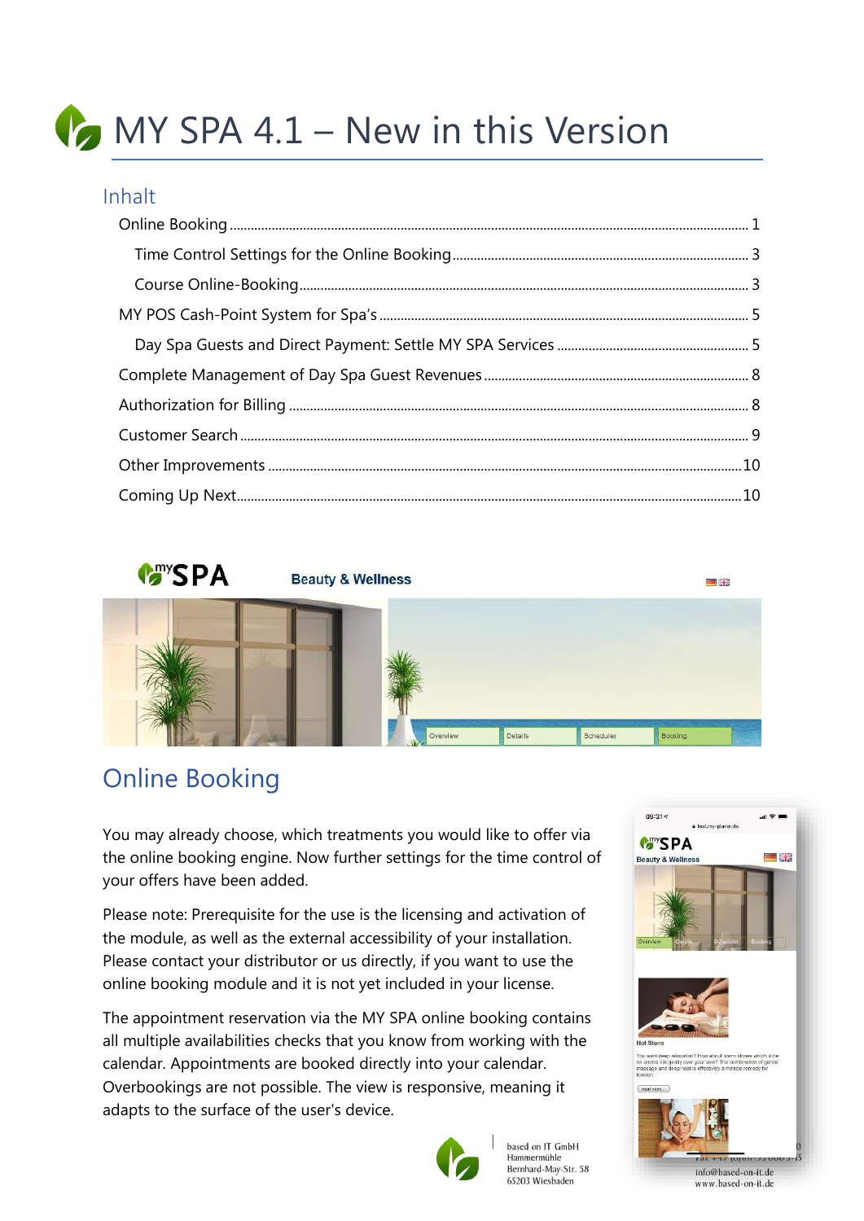# MY SPA 4.1 – New in this Version

## Inhalt

Online Booking ..... 1

- Time Control Settings for the Online Booking ..... 3
- Course Online-Booking ..... 3

MY POS Cash-Point System for Spa's ..... 5

- Day Spa Guests and Direct Payment: Settle MY SPA Services ..... 5

Complete Management of Day Spa Guest Revenues ..... 8

Authorization for Billing ..... 8

Customer Search ..... 9

Other Improvements ..... 10

Coming Up Next ..... 10

## Online Booking

You may already choose, which treatments you would like to offer via the online booking engine. Now further settings for the time control of your offers have been added.

Please note: Prerequisite for the use is the licensing and activation of the module, as well as the external accessibility of your installation. Please contact your distributor or us directly, if you want to use the online booking module and it is not yet included in your license.

The appointment reservation via the MY SPA online booking contains all multiple availabilities checks that you know from working with the calendar. Appointments are booked directly into your calendar. Overbookings are not possible. The view is responsive, meaning it adapts to the surface of the user's device.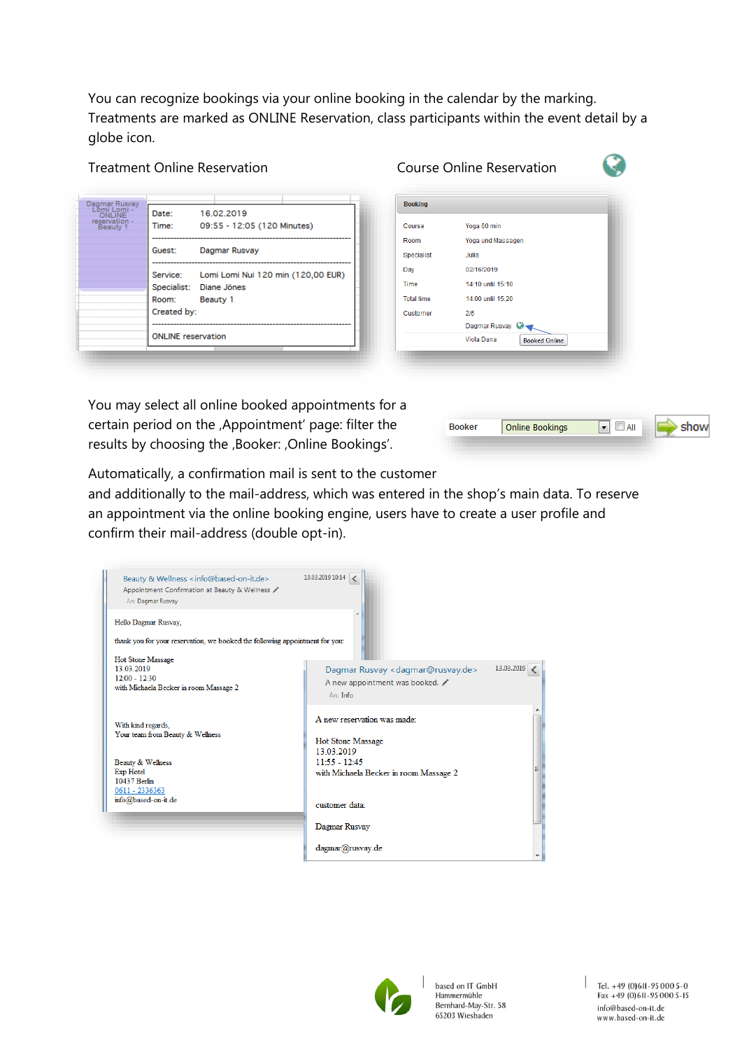You can recognize bookings via your online booking in the calendar by the marking. Treatments are marked as ONLINE Reservation, class participants within the event detail by a globe icon.

Treatment Online Reservation

Course Online Reservation

| | |
|---|---|
| Date: | 16.02.2019 |
| Time: | 09:55 - 12:05 (120 Minutes) |
| Guest: | Dagmar Rusvay |
| Service: | Lomi Lomi Nui 120 min (120,00 EUR) |
| Specialist: | Diane Jönes |
| Room: | Beauty 1 |
| Created by: | |
| ONLINE reservation | |

**Booking**

| | |
|---|---|
| Course | Yoga 60 min |
| Room | Yoga und Massagen |
| Specialist | Julia |
| Day | 02/16/2019 |
| Time | 14:10 until 15:10 |
| Total time | 14:00 until 15:20 |
| Customer | 2/5 |
| | Dagmar Rusvay |
| | Viola Dana — Booked Online |

You may select all online booked appointments for a certain period on the ‚Appointment' page: filter the results by choosing the ‚Booker: ‚Online Bookings'.

Booker: Online Bookings | All | show

Automatically, a confirmation mail is sent to the customer and additionally to the mail-address, which was entered in the shop's main data. To reserve an appointment via the online booking engine, users have to create a user profile and confirm their mail-address (double opt-in).

Beauty & Wellness <info@based-on-it.de> 13.03.2019 10:14
Appointment Confirmation at Beauty & Wellness
An: Dagmar Rusvay

Hello Dagmar Rusvay,

thank you for your reservation, we booked the following appointment for you:

Hot Stone Massage
13.03.2019
12:00 - 12:30
with Michaela Becker in room Massage 2

With kind regards,
Your team from Beauty & Wellness

Beauty & Wellness
Exp Hotel
10437 Berlin
0611 - 2336363
info@based-on-it.de

Dagmar Rusvay <dagmar@rusvay.de> 13.03.2019
A new appointment was booked.
An: Info

A new reservation was made:

Hot Stone Massage
13.03.2019
11:55 - 12:45
with Michaela Becker in room Massage 2

customer data:

Dagmar Rusvay

dagmar@rusvay.de

based on IT GmbH
Hammermühle
Bernhard-May-Str. 58
65203 Wiesbaden

Tel. +49 (0)611-95 000 5-0
Fax +49 (0)611-95 000 5-15
info@based-on-it.de
www.based-on-it.de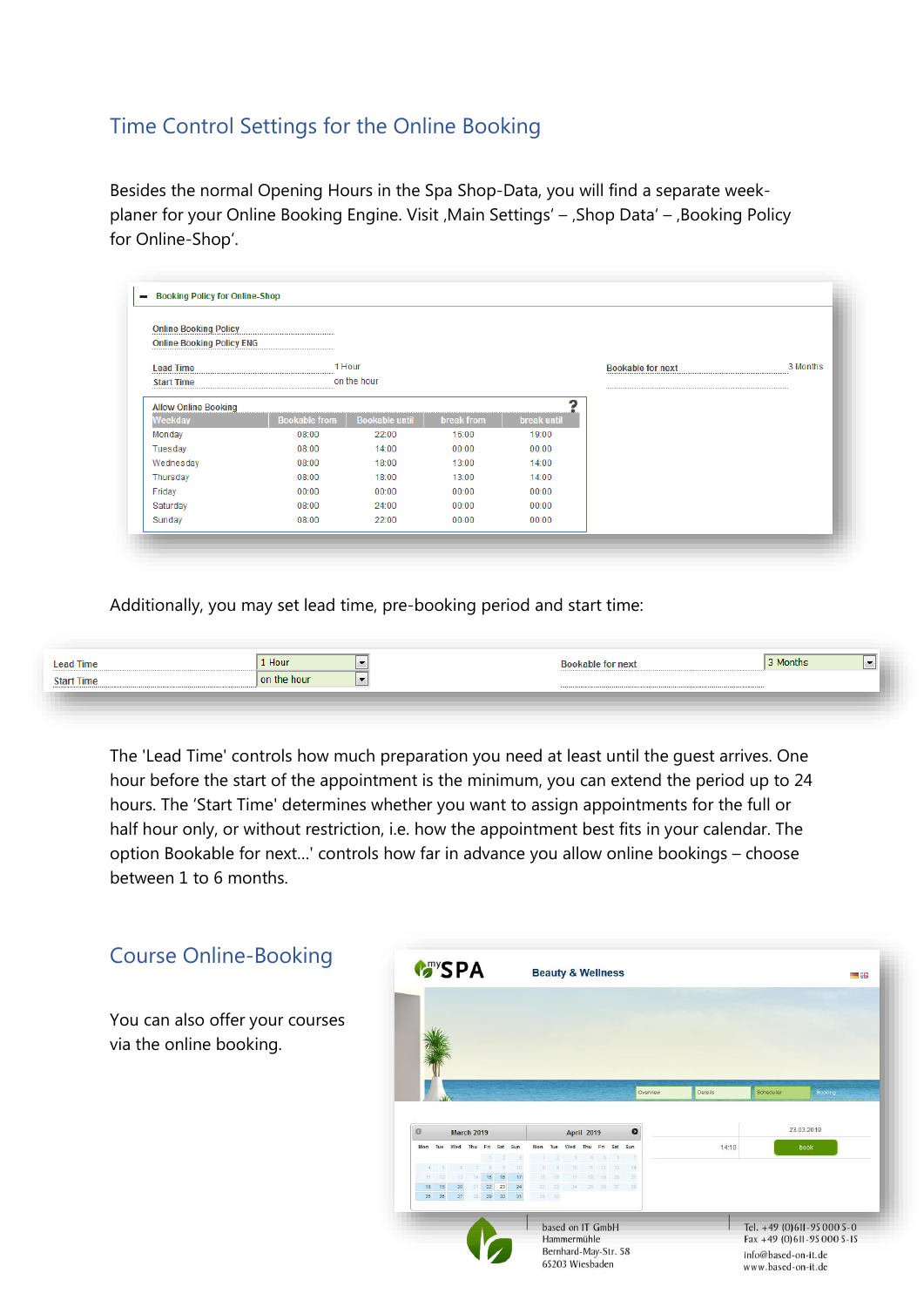## Time Control Settings for the Online Booking

Besides the normal Opening Hours in the Spa Shop-Data, you will find a separate week-planer for your Online Booking Engine. Visit ‚Main Settings' – ‚Shop Data' – ‚Booking Policy for Online-Shop'.

**Booking Policy for Online-Shop**

Online Booking Policy
Online Booking Policy ENG

| Lead Time | 1 Hour | Bookable for next | 3 Months |
|---|---|---|---|
| Start Time | on the hour | | |

Allow Online Booking

| Weekday | Bookable from | Bookable until | break from | break until |
|---|---|---|---|---|
| Monday | 08:00 | 22:00 | 15:00 | 19:00 |
| Tuesday | 08:00 | 14:00 | 00:00 | 00:00 |
| Wednesday | 08:00 | 18:00 | 13:00 | 14:00 |
| Thursday | 08:00 | 18:00 | 13:00 | 14:00 |
| Friday | 00:00 | 00:00 | 00:00 | 00:00 |
| Saturday | 08:00 | 24:00 | 00:00 | 00:00 |
| Sunday | 08:00 | 22:00 | 00:00 | 00:00 |

Additionally, you may set lead time, pre-booking period and start time:

| Lead Time | 1 Hour | Bookable for next | 3 Months |
|---|---|---|---|
| Start Time | on the hour | | |

The 'Lead Time' controls how much preparation you need at least until the guest arrives. One hour before the start of the appointment is the minimum, you can extend the period up to 24 hours. The 'Start Time' determines whether you want to assign appointments for the full or half hour only, or without restriction, i.e. how the appointment best fits in your calendar. The option Bookable for next...' controls how far in advance you allow online bookings – choose between 1 to 6 months.

## Course Online-Booking

You can also offer your courses via the online booking.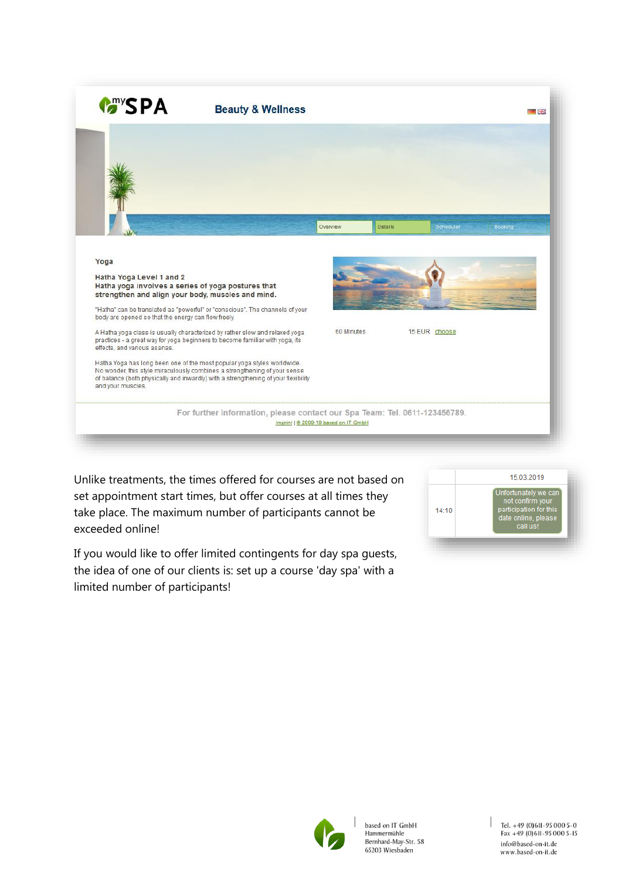mySPA

Beauty & Wellness

Overview | Details | Scheduler | Booking

Yoga

**Hatha Yoga Level 1 and 2**
**Hatha yoga involves a series of yoga postures that strengthen and align your body, muscles and mind.**

"Hatha" can be translated as "powerful" or "conscious". The channels of your body are opened so that the energy can flow freely.

A Hatha yoga class is usually characterized by rather slow and relaxed yoga practices - a great way for yoga beginners to become familiar with yoga, its effects, and various asanas.

Hatha Yoga has long been one of the most popular yoga styles worldwide. No wonder this style miraculously combines a strengthening of your sense of balance (both physically and inwardly) with a strengthening of your flexibility and your muscles.

60 Minutes 15 EUR choose

For further information, please contact our Spa Team: Tel. 0611-123456789.
Imprint | © 2009-19 based on IT GmbH

| | 15.03.2019 |
|---|---|
| 14:10 | Unfortunately we can not confirm your participation for this date online, please call us! |

Unlike treatments, the times offered for courses are not based on set appointment start times, but offer courses at all times they take place. The maximum number of participants cannot be exceeded online!

If you would like to offer limited contingents for day spa guests, the idea of one of our clients is: set up a course 'day spa' with a limited number of participants!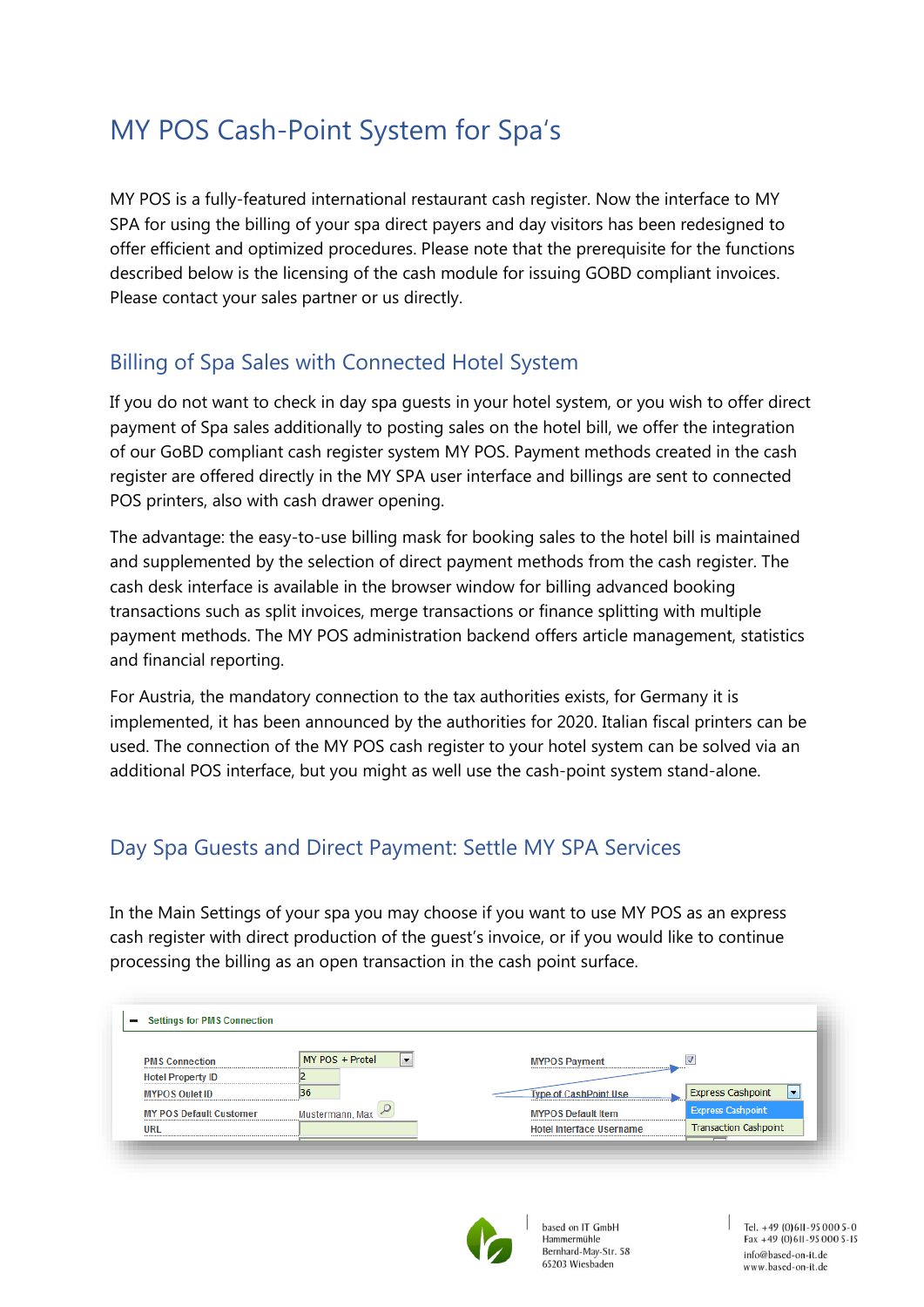# MY POS Cash-Point System for Spa's

MY POS is a fully-featured international restaurant cash register. Now the interface to MY SPA for using the billing of your spa direct payers and day visitors has been redesigned to offer efficient and optimized procedures. Please note that the prerequisite for the functions described below is the licensing of the cash module for issuing GOBD compliant invoices. Please contact your sales partner or us directly.

## Billing of Spa Sales with Connected Hotel System

If you do not want to check in day spa guests in your hotel system, or you wish to offer direct payment of Spa sales additionally to posting sales on the hotel bill, we offer the integration of our GoBD compliant cash register system MY POS. Payment methods created in the cash register are offered directly in the MY SPA user interface and billings are sent to connected POS printers, also with cash drawer opening.

The advantage: the easy-to-use billing mask for booking sales to the hotel bill is maintained and supplemented by the selection of direct payment methods from the cash register. The cash desk interface is available in the browser window for billing advanced booking transactions such as split invoices, merge transactions or finance splitting with multiple payment methods. The MY POS administration backend offers article management, statistics and financial reporting.

For Austria, the mandatory connection to the tax authorities exists, for Germany it is implemented, it has been announced by the authorities for 2020. Italian fiscal printers can be used. The connection of the MY POS cash register to your hotel system can be solved via an additional POS interface, but you might as well use the cash-point system stand-alone.

## Day Spa Guests and Direct Payment: Settle MY SPA Services

In the Main Settings of your spa you may choose if you want to use MY POS as an express cash register with direct production of the guest's invoice, or if you would like to continue processing the billing as an open transaction in the cash point surface.

Settings for PMS Connection

| | | | |
|---|---|---|---|
| PMS Connection | MY POS + Protel | MYPOS Payment | ☑ |
| Hotel Property ID | 2 | Type of CashPoint Use | Express Cashpoint |
| MYPOS Oulet ID | 36 | MYPOS Default Item | Express Cashpoint |
| MY POS Default Customer | Mustermann, Max | Hotel Interface Username | Transaction Cashpoint |
| URL | | | |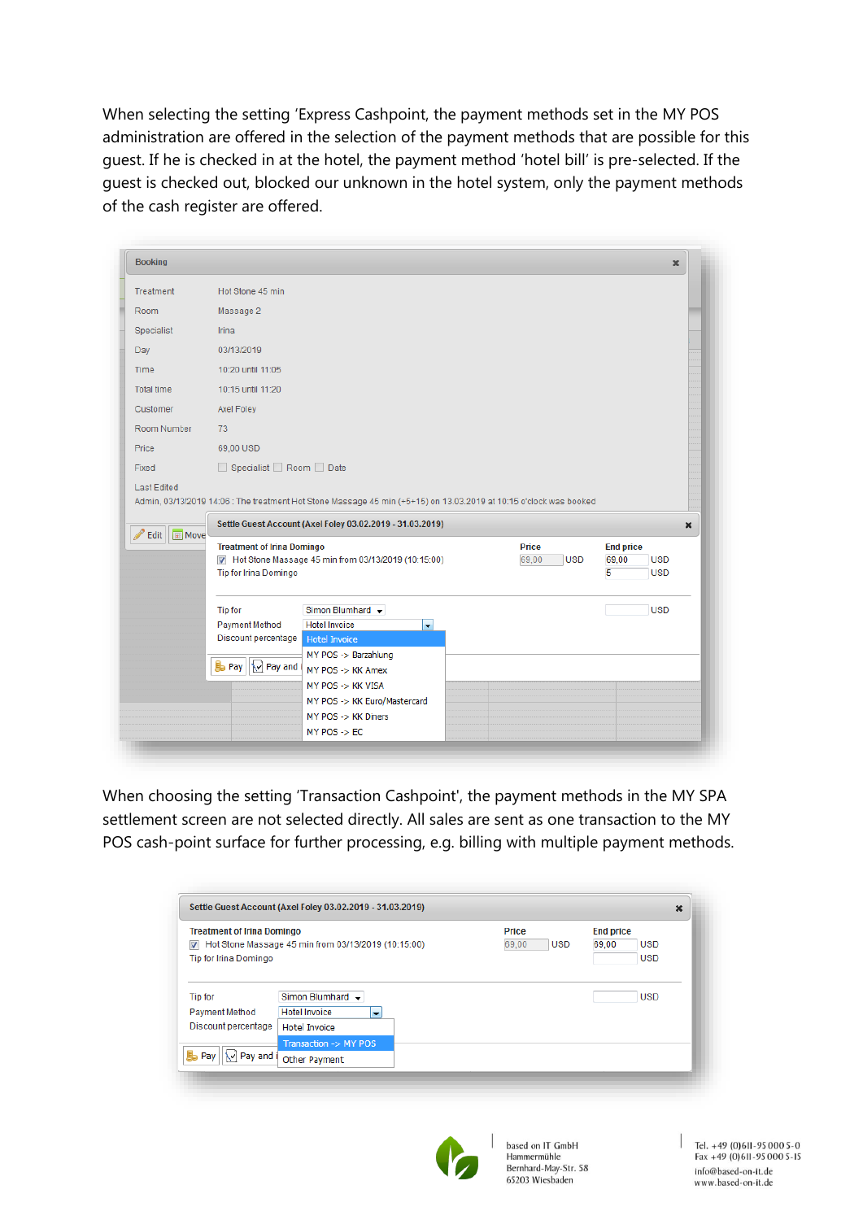When selecting the setting 'Express Cashpoint, the payment methods set in the MY POS administration are offered in the selection of the payment methods that are possible for this guest. If he is checked in at the hotel, the payment method 'hotel bill' is pre-selected. If the guest is checked out, blocked our unknown in the hotel system, only the payment methods of the cash register are offered.

When choosing the setting 'Transaction Cashpoint', the payment methods in the MY SPA settlement screen are not selected directly. All sales are sent as one transaction to the MY POS cash-point surface for further processing, e.g. billing with multiple payment methods.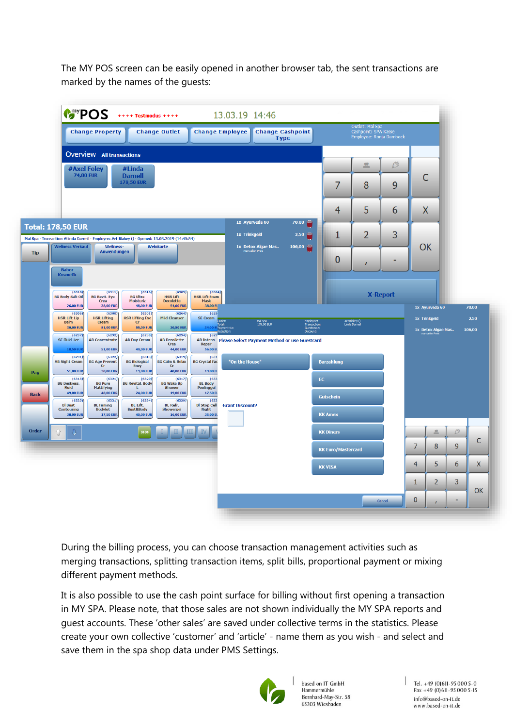The MY POS screen can be easily opened in another browser tab, the sent transactions are marked by the names of the guests:

During the billing process, you can choose transaction management activities such as merging transactions, splitting transaction items, split bills, proportional payment or mixing different payment methods.

It is also possible to use the cash point surface for billing without first opening a transaction in MY SPA. Please note, that those sales are not shown individually the MY SPA reports and guest accounts. These 'other sales' are saved under collective terms in the statistics. Please create your own collective 'customer' and 'article' - name them as you wish - and select and save them in the spa shop data under PMS Settings.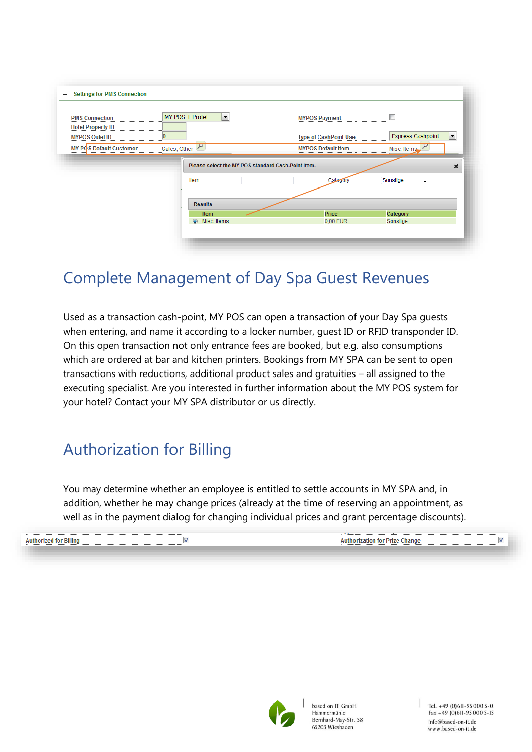Settings for PMS Connection

| | | | |
|---|---|---|---|
| PMS Connection | MY POS + Protel | MYPOS Payment | |
| Hotel Property ID | | | |
| MYPOS Oulet ID | 0 | Type of CashPoint Use | Express Cashpoint |
| MY POS Default Customer | Sales, Other | MYPOS Default Item | Misc. Items |

Please select the MY POS standard Cash-Point item.

Item | Category: Sonstige

Results

| Item | Price | Category |
|---|---|---|
| Misc. Items | 0.00 EUR | Sonstige |

## Complete Management of Day Spa Guest Revenues

Used as a transaction cash-point, MY POS can open a transaction of your Day Spa guests when entering, and name it according to a locker number, guest ID or RFID transponder ID. On this open transaction not only entrance fees are booked, but e.g. also consumptions which are ordered at bar and kitchen printers. Bookings from MY SPA can be sent to open transactions with reductions, additional product sales and gratuities – all assigned to the executing specialist. Are you interested in further information about the MY POS system for your hotel? Contact your MY SPA distributor or us directly.

## Authorization for Billing

You may determine whether an employee is entitled to settle accounts in MY SPA and, in addition, whether he may change prices (already at the time of reserving an appointment, as well as in the payment dialog for changing individual prices and grant percentage discounts).

Authorized for Billing ☑ Authorization for Prize Change ☑

based on IT GmbH
Hammermühle
Bernhard-May-Str. 58
65203 Wiesbaden

Tel. +49 (0)611-95 000 5-0
Fax +49 (0)611-95 000 5-15
info@based-on-it.de
www.based-on-it.de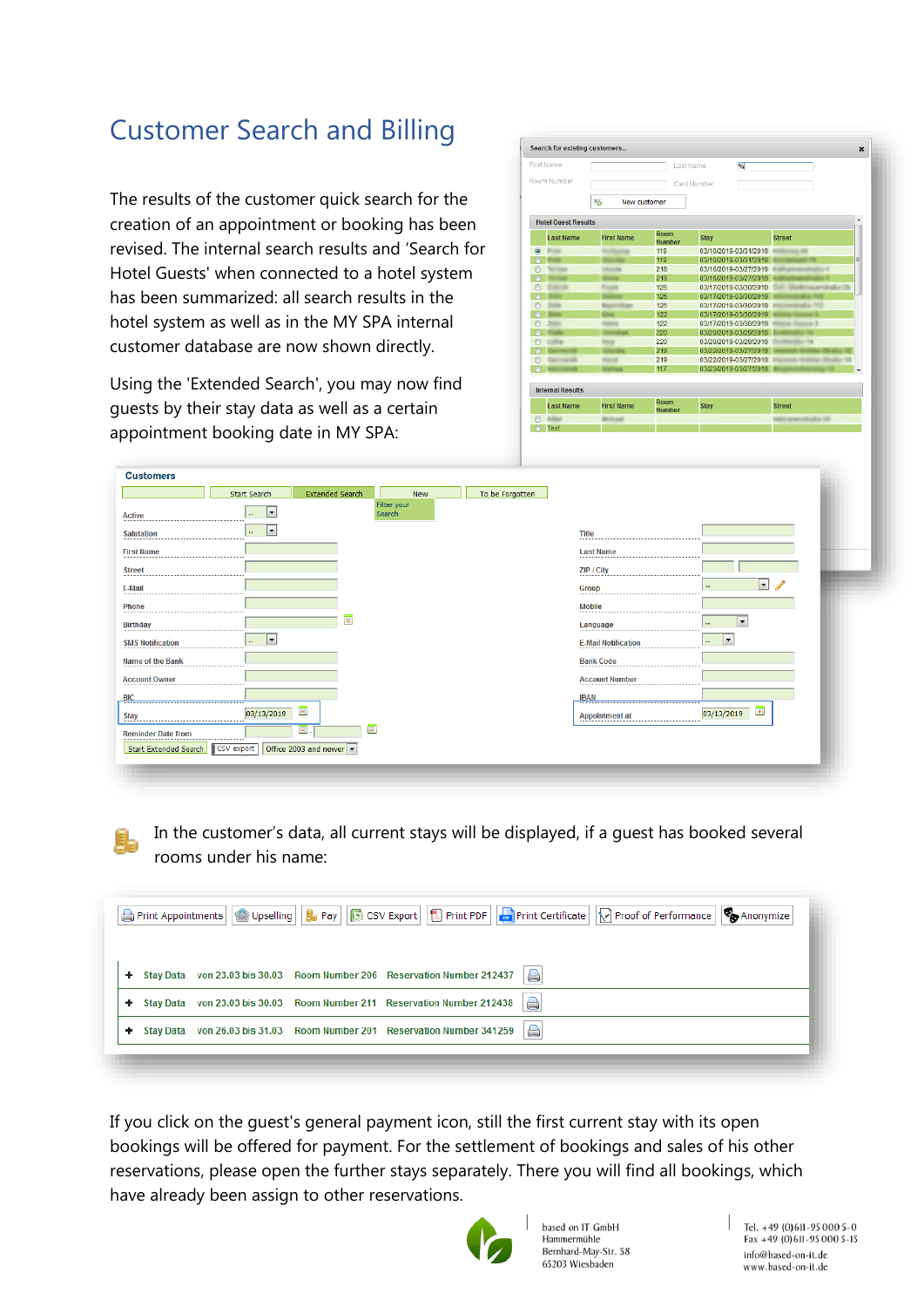# Customer Search and Billing

The results of the customer quick search for the creation of an appointment or booking has been revised. The internal search results and 'Search for Hotel Guests' when connected to a hotel system has been summarized: all search results in the hotel system as well as in the MY SPA internal customer database are now shown directly.

Using the 'Extended Search', you may now find guests by their stay data as well as a certain appointment booking date in MY SPA:

In the customer's data, all current stays will be displayed, if a guest has booked several rooms under his name:

If you click on the guest's general payment icon, still the first current stay with its open bookings will be offered for payment. For the settlement of bookings and sales of his other reservations, please open the further stays separately. There you will find all bookings, which have already been assign to other reservations.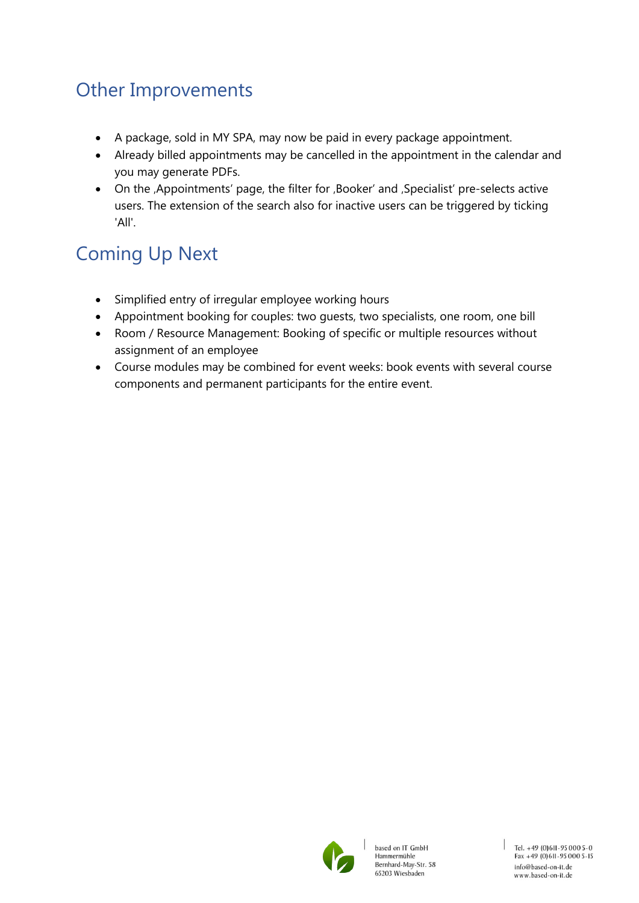## Other Improvements

- A package, sold in MY SPA, may now be paid in every package appointment.
- Already billed appointments may be cancelled in the appointment in the calendar and you may generate PDFs.
- On the ‚Appointments' page, the filter for ‚Booker' and ‚Specialist' pre-selects active users. The extension of the search also for inactive users can be triggered by ticking 'All'.

## Coming Up Next

- Simplified entry of irregular employee working hours
- Appointment booking for couples: two guests, two specialists, one room, one bill
- Room / Resource Management: Booking of specific or multiple resources without assignment of an employee
- Course modules may be combined for event weeks: book events with several course components and permanent participants for the entire event.